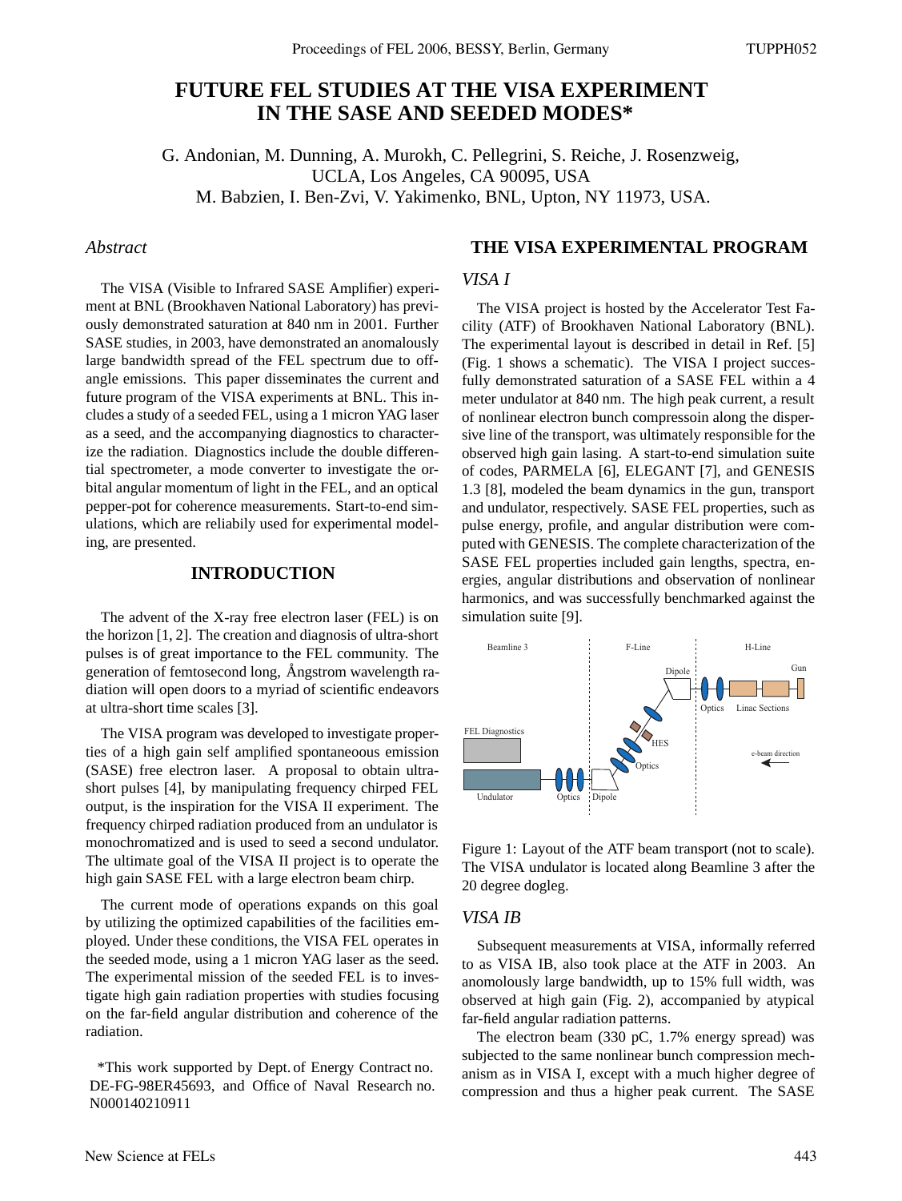# FUTURE FEL STUDIES AT THE VISA EXPERIMENT IN THE SASE AND SEEDED MODES*

G. Andonian, M. Dunning, A. Murokh, C. Pellegrini, S. Reiche, J. Rosenzweig, UCLA, Los Angeles, CA 90095, USA
M. Babzien, I. Ben-Zvi, V. Yakimenko, BNL, Upton, NY 11973, USA.

## *Abstract*

The VISA (Visible to Infrared SASE Amplifier) experiment at BNL (Brookhaven National Laboratory) has previously demonstrated saturation at 840 nm in 2001. Further SASE studies, in 2003, have demonstrated an anomalously large bandwidth spread of the FEL spectrum due to off-angle emissions. This paper disseminates the current and future program of the VISA experiments at BNL. This includes a study of a seeded FEL, using a 1 micron YAG laser as a seed, and the accompanying diagnostics to characterize the radiation. Diagnostics include the double differential spectrometer, a mode converter to investigate the orbital angular momentum of light in the FEL, and an optical pepper-pot for coherence measurements. Start-to-end simulations, which are reliably used for experimental modeling, are presented.

## INTRODUCTION

The advent of the X-ray free electron laser (FEL) is on the horizon [1, 2]. The creation and diagnosis of ultra-short pulses is of great importance to the FEL community. The generation of femtosecond long, Ångstrom wavelength radiation will open doors to a myriad of scientific endeavors at ultra-short time scales [3].

The VISA program was developed to investigate properties of a high gain self amplified spontaneous emission (SASE) free electron laser. A proposal to obtain ultrashort pulses [4], by manipulating frequency chirped FEL output, is the inspiration for the VISA II experiment. The frequency chirped radiation produced from an undulator is monochromatized and is used to seed a second undulator. The ultimate goal of the VISA II project is to operate the high gain SASE FEL with a large electron beam chirp.

The current mode of operations expands on this goal by utilizing the optimized capabilities of the facilities employed. Under these conditions, the VISA FEL operates in the seeded mode, using a 1 micron YAG laser as the seed. The experimental mission of the seeded FEL is to investigate high gain radiation properties with studies focusing on the far-field angular distribution and coherence of the radiation.

*This work supported by Dept. of Energy Contract no. DE-FG-98ER45693, and Office of Naval Research no. N000140210911

## THE VISA EXPERIMENTAL PROGRAM

### *VISA I*

The VISA project is hosted by the Accelerator Test Facility (ATF) of Brookhaven National Laboratory (BNL). The experimental layout is described in detail in Ref. [5] (Fig. 1 shows a schematic). The VISA I project successfully demonstrated saturation of a SASE FEL within a 4 meter undulator at 840 nm. The high peak current, a result of nonlinear electron bunch compressoin along the dispersive line of the transport, was ultimately responsible for the observed high gain lasing. A start-to-end simulation suite of codes, PARMELA [6], ELEGANT [7], and GENESIS 1.3 [8], modeled the beam dynamics in the gun, transport and undulator, respectively. SASE FEL properties, such as pulse energy, profile, and angular distribution were computed with GENESIS. The complete characterization of the SASE FEL properties included gain lengths, spectra, energies, angular distributions and observation of nonlinear harmonics, and was successfully benchmarked against the simulation suite [9].

Figure 1: Layout of the ATF beam transport (not to scale). The VISA undulator is located along Beamline 3 after the 20 degree dogleg.

### *VISA IB*

Subsequent measurements at VISA, informally referred to as VISA IB, also took place at the ATF in 2003. An anomolously large bandwidth, up to 15% full width, was observed at high gain (Fig. 2), accompanied by atypical far-field angular radiation patterns.

The electron beam (330 pC, 1.7% energy spread) was subjected to the same nonlinear bunch compression mechanism as in VISA I, except with a much higher degree of compression and thus a higher peak current. The SASE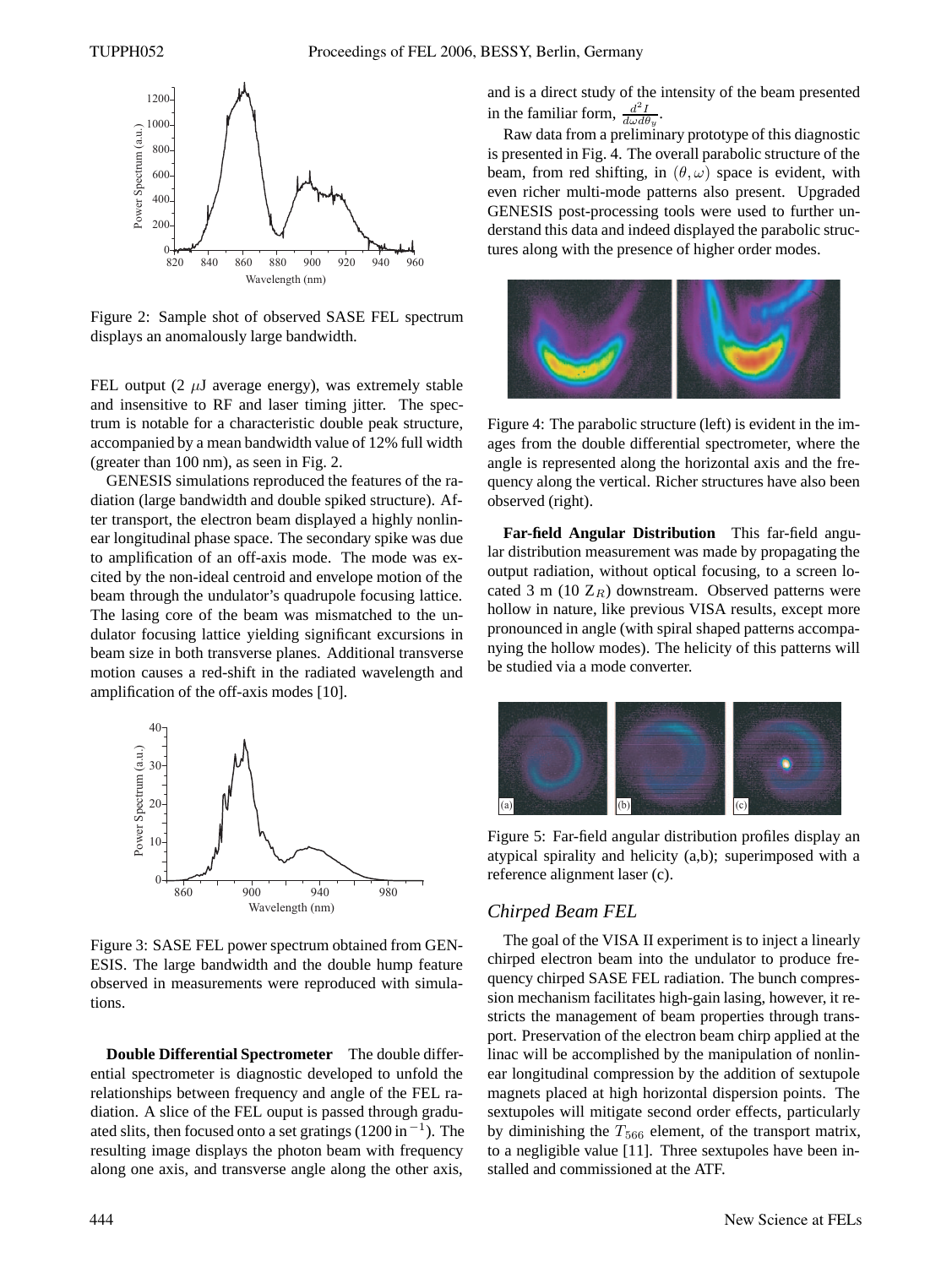Figure 2: Sample shot of observed SASE FEL spectrum displays an anomalously large bandwidth.

FEL output (2 $\mu$J average energy), was extremely stable and insensitive to RF and laser timing jitter. The spectrum is notable for a characteristic double peak structure, accompanied by a mean bandwidth value of 12% full width (greater than 100 nm), as seen in Fig. 2.

GENESIS simulations reproduced the features of the radiation (large bandwidth and double spiked structure). After transport, the electron beam displayed a highly nonlinear longitudinal phase space. The secondary spike was due to amplification of an off-axis mode. The mode was excited by the non-ideal centroid and envelope motion of the beam through the undulator's quadrupole focusing lattice. The lasing core of the beam was mismatched to the undulator focusing lattice yielding significant excursions in beam size in both transverse planes. Additional transverse motion causes a red-shift in the radiated wavelength and amplification of the off-axis modes [10].

Figure 3: SASE FEL power spectrum obtained from GENESIS. The large bandwidth and the double hump feature observed in measurements were reproduced with simulations.

**Double Differential Spectrometer** The double differential spectrometer is diagnostic developed to unfold the relationships between frequency and angle of the FEL radiation. A slice of the FEL ouput is passed through graduated slits, then focused onto a set gratings (1200 in$^{-1}$). The resulting image displays the photon beam with frequency along one axis, and transverse angle along the other axis, and is a direct study of the intensity of the beam presented in the familiar form, $\frac{d^2 I}{d\omega d\theta_y}$.

Raw data from a preliminary prototype of this diagnostic is presented in Fig. 4. The overall parabolic structure of the beam, from red shifting, in $(\theta, \omega)$ space is evident, with even richer multi-mode patterns also present. Upgraded GENESIS post-processing tools were used to further understand this data and indeed displayed the parabolic structures along with the presence of higher order modes.

Figure 4: The parabolic structure (left) is evident in the images from the double differential spectrometer, where the angle is represented along the horizontal axis and the frequency along the vertical. Richer structures have also been observed (right).

**Far-field Angular Distribution** This far-field angular distribution measurement was made by propagating the output radiation, without optical focusing, to a screen located 3 m (10 $Z_R$) downstream. Observed patterns were hollow in nature, like previous VISA results, except more pronounced in angle (with spiral shaped patterns accompanying the hollow modes). The helicity of this patterns will be studied via a mode converter.

Figure 5: Far-field angular distribution profiles display an atypical spirality and helicity (a,b); superimposed with a reference alignment laser (c).

### *Chirped Beam FEL*

The goal of the VISA II experiment is to inject a linearly chirped electron beam into the undulator to produce frequency chirped SASE FEL radiation. The bunch compression mechanism facilitates high-gain lasing, however, it restricts the management of beam properties through transport. Preservation of the electron beam chirp applied at the linac will be accomplished by the manipulation of nonlinear longitudinal compression by the addition of sextupole magnets placed at high horizontal dispersion points. The sextupoles will mitigate second order effects, particularly by diminishing the $T_{566}$ element, of the transport matrix, to a negligible value [11]. Three sextupoles have been installed and commissioned at the ATF.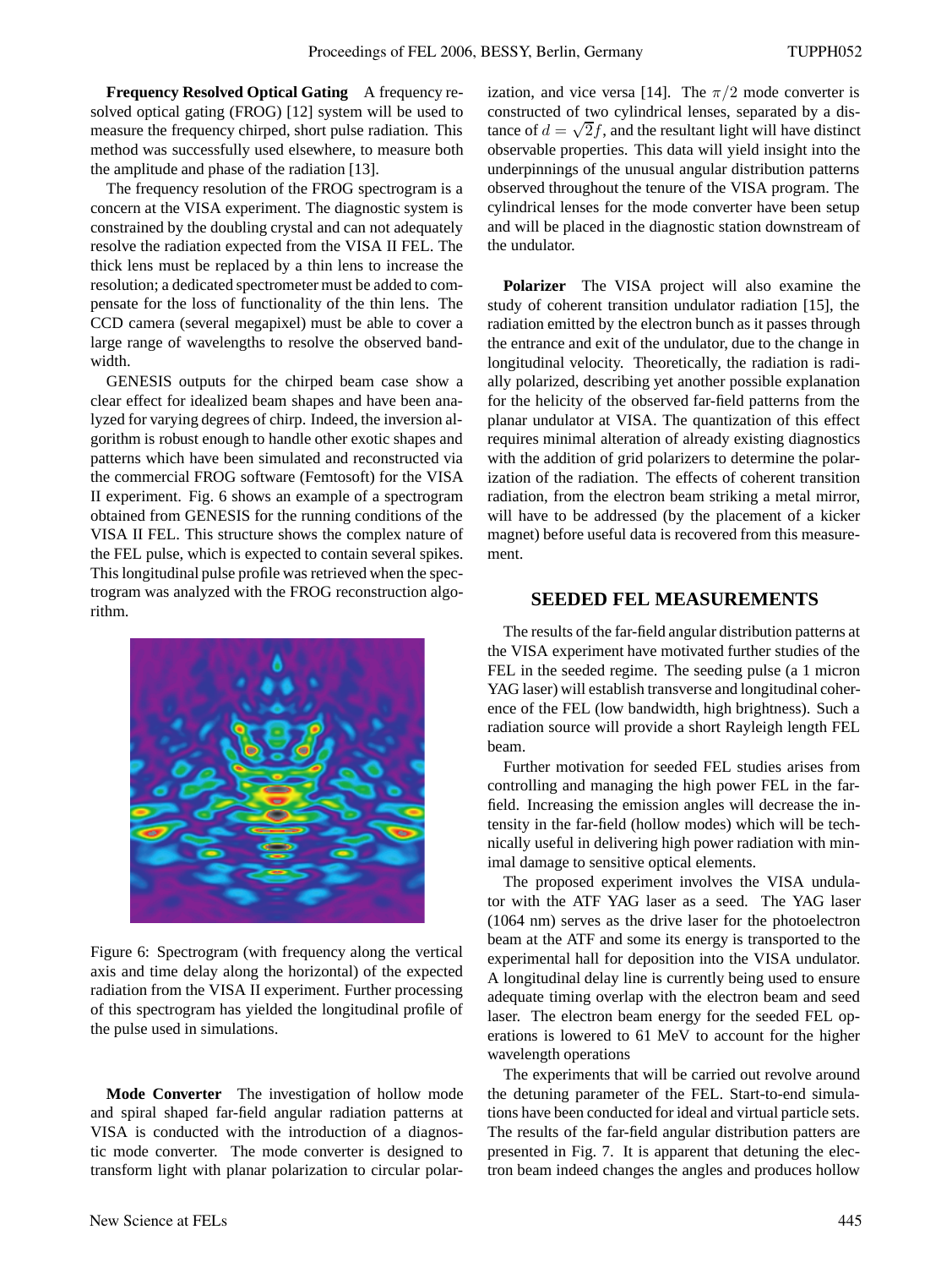**Frequency Resolved Optical Gating** A frequency resolved optical gating (FROG) [12] system will be used to measure the frequency chirped, short pulse radiation. This method was successfully used elsewhere, to measure both the amplitude and phase of the radiation [13].

The frequency resolution of the FROG spectrogram is a concern at the VISA experiment. The diagnostic system is constrained by the doubling crystal and can not adequately resolve the radiation expected from the VISA II FEL. The thick lens must be replaced by a thin lens to increase the resolution; a dedicated spectrometer must be added to compensate for the loss of functionality of the thin lens. The CCD camera (several megapixel) must be able to cover a large range of wavelengths to resolve the observed bandwidth.

GENESIS outputs for the chirped beam case show a clear effect for idealized beam shapes and have been analyzed for varying degrees of chirp. Indeed, the inversion algorithm is robust enough to handle other exotic shapes and patterns which have been simulated and reconstructed via the commercial FROG software (Femtosoft) for the VISA II experiment. Fig. 6 shows an example of a spectrogram obtained from GENESIS for the running conditions of the VISA II FEL. This structure shows the complex nature of the FEL pulse, which is expected to contain several spikes. This longitudinal pulse profile was retrieved when the spectrogram was analyzed with the FROG reconstruction algorithm.

Figure 6: Spectrogram (with frequency along the vertical axis and time delay along the horizontal) of the expected radiation from the VISA II experiment. Further processing of this spectrogram has yielded the longitudinal profile of the pulse used in simulations.

**Mode Converter** The investigation of hollow mode and spiral shaped far-field angular radiation patterns at VISA is conducted with the introduction of a diagnostic mode converter. The mode converter is designed to transform light with planar polarization to circular polarization, and vice versa [14]. The $\pi/2$ mode converter is constructed of two cylindrical lenses, separated by a distance of $d = \sqrt{2}f$, and the resultant light will have distinct observable properties. This data will yield insight into the underpinnings of the unusual angular distribution patterns observed throughout the tenure of the VISA program. The cylindrical lenses for the mode converter have been setup and will be placed in the diagnostic station downstream of the undulator.

**Polarizer** The VISA project will also examine the study of coherent transition undulator radiation [15], the radiation emitted by the electron bunch as it passes through the entrance and exit of the undulator, due to the change in longitudinal velocity. Theoretically, the radiation is radially polarized, describing yet another possible explanation for the helicity of the observed far-field patterns from the planar undulator at VISA. The quantization of this effect requires minimal alteration of already existing diagnostics with the addition of grid polarizers to determine the polarization of the radiation. The effects of coherent transition radiation, from the electron beam striking a metal mirror, will have to be addressed (by the placement of a kicker magnet) before useful data is recovered from this measurement.

## SEEDED FEL MEASUREMENTS

The results of the far-field angular distribution patterns at the VISA experiment have motivated further studies of the FEL in the seeded regime. The seeding pulse (a 1 micron YAG laser) will establish transverse and longitudinal coherence of the FEL (low bandwidth, high brightness). Such a radiation source will provide a short Rayleigh length FEL beam.

Further motivation for seeded FEL studies arises from controlling and managing the high power FEL in the far-field. Increasing the emission angles will decrease the intensity in the far-field (hollow modes) which will be technically useful in delivering high power radiation with minimal damage to sensitive optical elements.

The proposed experiment involves the VISA undulator with the ATF YAG laser as a seed. The YAG laser (1064 nm) serves as the drive laser for the photoelectron beam at the ATF and some its energy is transported to the experimental hall for deposition into the VISA undulator. A longitudinal delay line is currently being used to ensure adequate timing overlap with the electron beam and seed laser. The electron beam energy for the seeded FEL operations is lowered to 61 MeV to account for the higher wavelength operations

The experiments that will be carried out revolve around the detuning parameter of the FEL. Start-to-end simulations have been conducted for ideal and virtual particle sets. The results of the far-field angular distribution patters are presented in Fig. 7. It is apparent that detuning the electron beam indeed changes the angles and produces hollow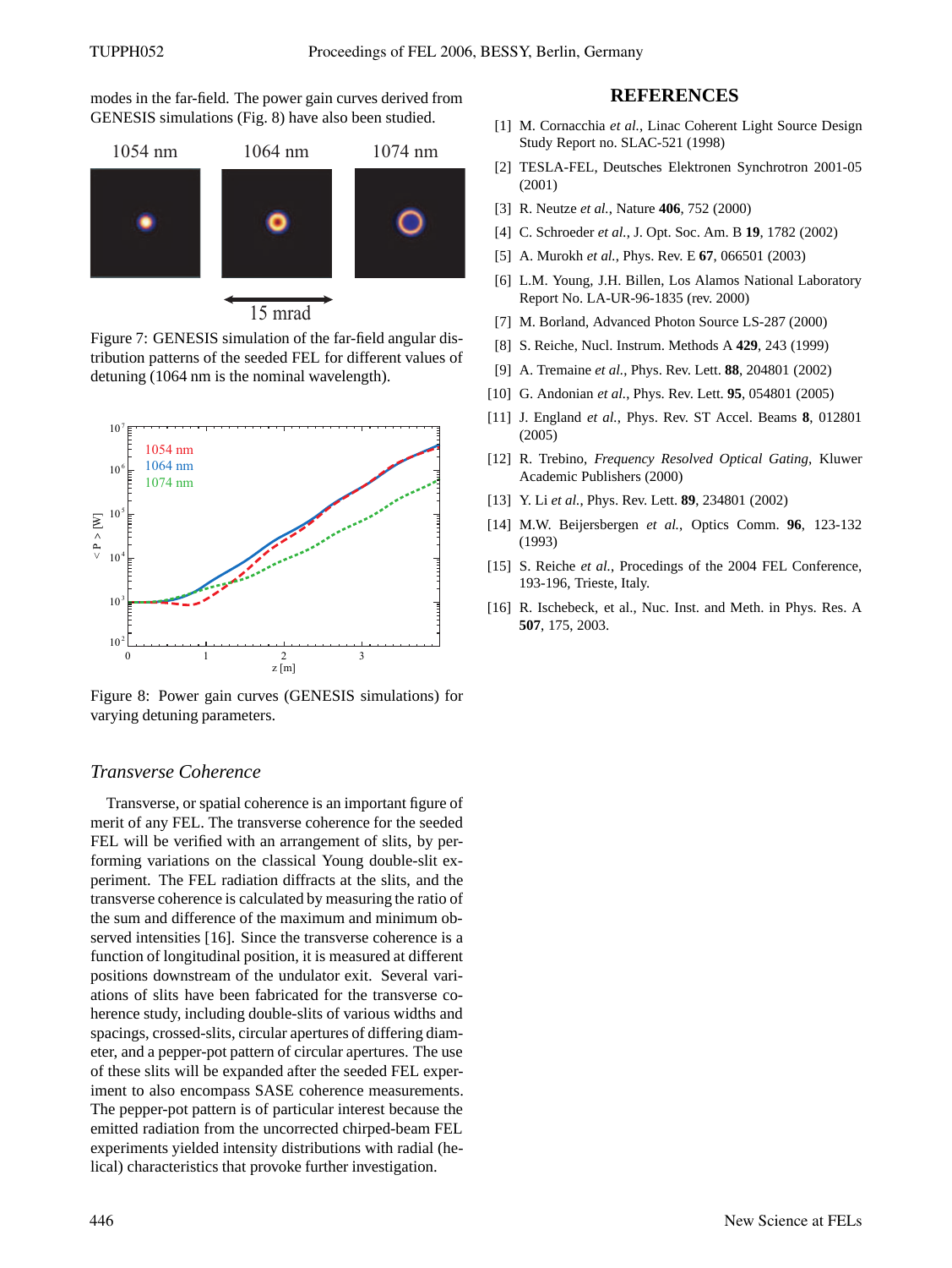modes in the far-field. The power gain curves derived from GENESIS simulations (Fig. 8) have also been studied.

1054 nm
1064 nm
1074 nm
15 mrad

Figure 7: GENESIS simulation of the far-field angular distribution patterns of the seeded FEL for different values of detuning (1064 nm is the nominal wavelength).

1054 nm
1064 nm
1074 nm
< P > [W]
z [m]

Figure 8: Power gain curves (GENESIS simulations) for varying detuning parameters.

### *Transverse Coherence*

Transverse, or spatial coherence is an important figure of merit of any FEL. The transverse coherence for the seeded FEL will be verified with an arrangement of slits, by performing variations on the classical Young double-slit experiment. The FEL radiation diffracts at the slits, and the transverse coherence is calculated by measuring the ratio of the sum and difference of the maximum and minimum observed intensities [16]. Since the transverse coherence is a function of longitudinal position, it is measured at different positions downstream of the undulator exit. Several variations of slits have been fabricated for the transverse coherence study, including double-slits of various widths and spacings, crossed-slits, circular apertures of differing diameter, and a pepper-pot pattern of circular apertures. The use of these slits will be expanded after the seeded FEL experiment to also encompass SASE coherence measurements. The pepper-pot pattern is of particular interest because the emitted radiation from the uncorrected chirped-beam FEL experiments yielded intensity distributions with radial (helical) characteristics that provoke further investigation.

## REFERENCES

[1] M. Cornacchia *et al.*, Linac Coherent Light Source Design Study Report no. SLAC-521 (1998)

[2] TESLA-FEL, Deutsches Elektronen Synchrotron 2001-05 (2001)

[3] R. Neutze *et al.*, Nature **406**, 752 (2000)

[4] C. Schroeder *et al.*, J. Opt. Soc. Am. B **19**, 1782 (2002)

[5] A. Murokh *et al.*, Phys. Rev. E **67**, 066501 (2003)

[6] L.M. Young, J.H. Billen, Los Alamos National Laboratory Report No. LA-UR-96-1835 (rev. 2000)

[7] M. Borland, Advanced Photon Source LS-287 (2000)

[8] S. Reiche, Nucl. Instrum. Methods A **429**, 243 (1999)

[9] A. Tremaine *et al.*, Phys. Rev. Lett. **88**, 204801 (2002)

[10] G. Andonian *et al.*, Phys. Rev. Lett. **95**, 054801 (2005)

[11] J. England *et al.*, Phys. Rev. ST Accel. Beams **8**, 012801 (2005)

[12] R. Trebino, *Frequency Resolved Optical Gating*, Kluwer Academic Publishers (2000)

[13] Y. Li *et al.*, Phys. Rev. Lett. **89**, 234801 (2002)

[14] M.W. Beijersbergen *et al.*, Optics Comm. **96**, 123-132 (1993)

[15] S. Reiche *et al.*, Procedings of the 2004 FEL Conference, 193-196, Trieste, Italy.

[16] R. Ischebeck, et al., Nuc. Inst. and Meth. in Phys. Res. A **507**, 175, 2003.